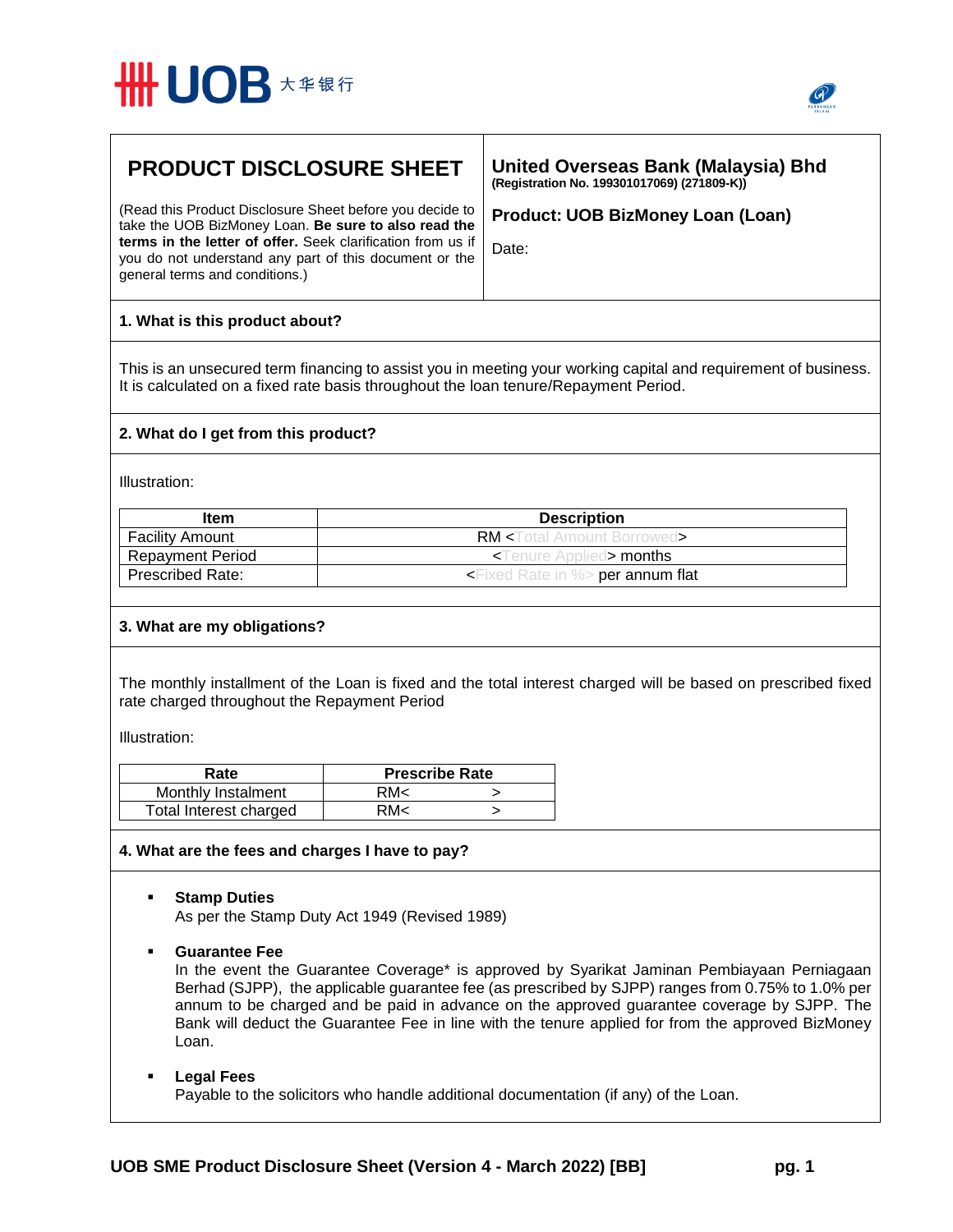# PRODUCT DISCLOSURE SHEET

(Read this Product Disclosure Sheet before you decide to take the UOB BizMoney Loan. **Be sure to also read the terms in the letter of offer.** Seek clarification from us if you do not understand any part of this document or the general terms and conditions.)

**United Overseas Bank (Malaysia) Bhd**
**(Registration No. 199301017069) (271809-K))**

**Product: UOB BizMoney Loan (Loan)**

Date:

## 1. What is this product about?

This is an unsecured term financing to assist you in meeting your working capital and requirement of business. It is calculated on a fixed rate basis throughout the loan tenure/Repayment Period.

## 2. What do I get from this product?

Illustration:

| Item | Description |
|---|---|
| Facility Amount | RM <Total Amount Borrowed> |
| Repayment Period | <Tenure Applied> months |
| Prescribed Rate: | <Fixed Rate in %> per annum flat |

## 3. What are my obligations?

The monthly installment of the Loan is fixed and the total interest charged will be based on prescribed fixed rate charged throughout the Repayment Period

Illustration:

| Rate | Prescribe Rate |
|---|---|
| Monthly Instalment | RM< > |
| Total Interest charged | RM< > |

## 4. What are the fees and charges I have to pay?

- **Stamp Duties**
  As per the Stamp Duty Act 1949 (Revised 1989)

- **Guarantee Fee**
  In the event the Guarantee Coverage* is approved by Syarikat Jaminan Pembiayaan Perniagaan Berhad (SJPP), the applicable guarantee fee (as prescribed by SJPP) ranges from 0.75% to 1.0% per annum to be charged and be paid in advance on the approved guarantee coverage by SJPP. The Bank will deduct the Guarantee Fee in line with the tenure applied for from the approved BizMoney Loan.

- **Legal Fees**
  Payable to the solicitors who handle additional documentation (if any) of the Loan.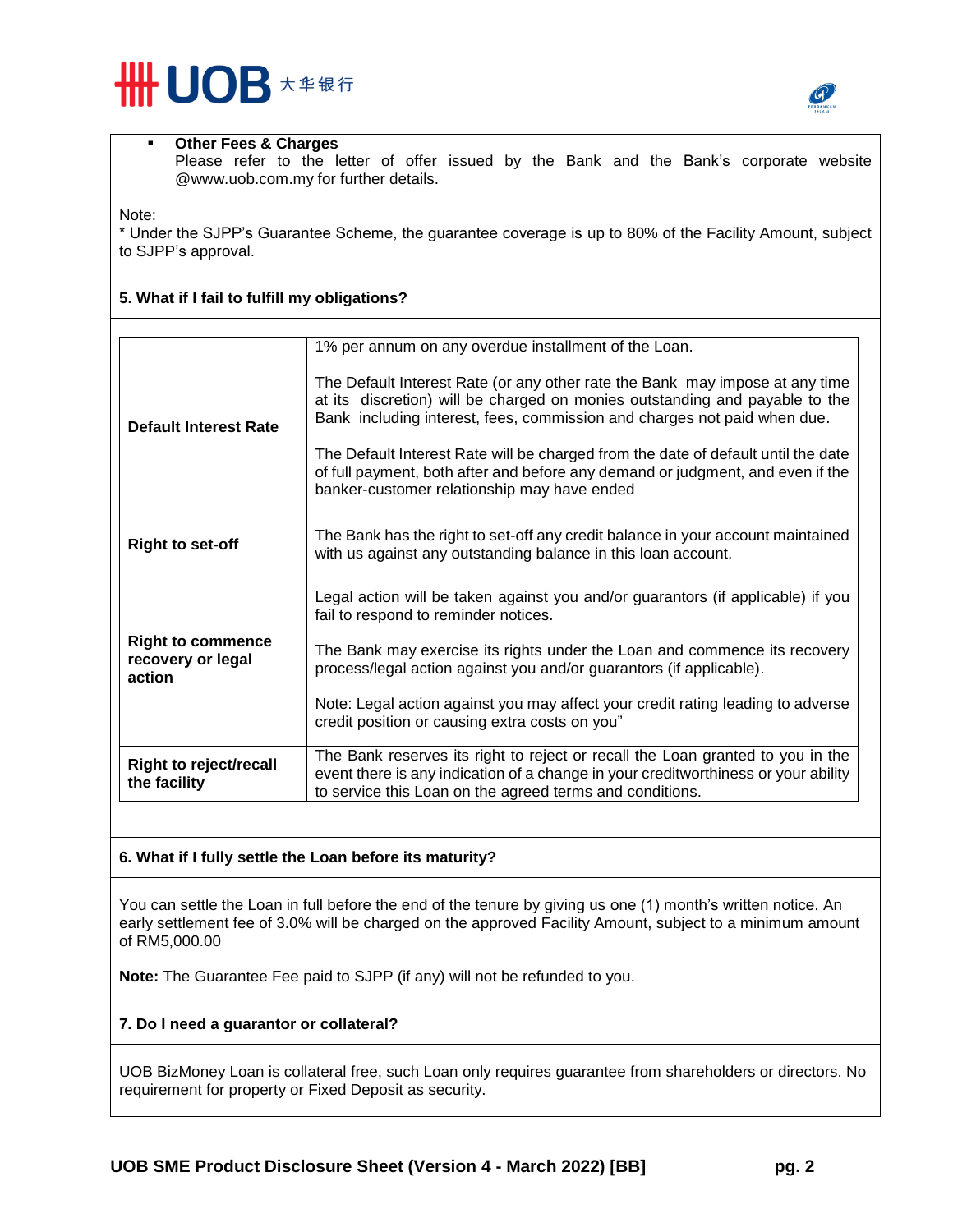- **Other Fees & Charges**
  Please refer to the letter of offer issued by the Bank and the Bank's corporate website @www.uob.com.my for further details.

Note:
* Under the SJPP's Guarantee Scheme, the guarantee coverage is up to 80% of the Facility Amount, subject to SJPP's approval.

## 5. What if I fail to fulfill my obligations?

| | |
|---|---|
| **Default Interest Rate** | 1% per annum on any overdue installment of the Loan.<br><br>The Default Interest Rate (or any other rate the Bank may impose at any time at its discretion) will be charged on monies outstanding and payable to the Bank including interest, fees, commission and charges not paid when due.<br><br>The Default Interest Rate will be charged from the date of default until the date of full payment, both after and before any demand or judgment, and even if the banker-customer relationship may have ended |
| **Right to set-off** | The Bank has the right to set-off any credit balance in your account maintained with us against any outstanding balance in this loan account. |
| **Right to commence recovery or legal action** | Legal action will be taken against you and/or guarantors (if applicable) if you fail to respond to reminder notices.<br><br>The Bank may exercise its rights under the Loan and commence its recovery process/legal action against you and/or guarantors (if applicable).<br><br>Note: Legal action against you may affect your credit rating leading to adverse credit position or causing extra costs on you" |
| **Right to reject/recall the facility** | The Bank reserves its right to reject or recall the Loan granted to you in the event there is any indication of a change in your creditworthiness or your ability to service this Loan on the agreed terms and conditions. |

## 6. What if I fully settle the Loan before its maturity?

You can settle the Loan in full before the end of the tenure by giving us one (1) month's written notice. An early settlement fee of 3.0% will be charged on the approved Facility Amount, subject to a minimum amount of RM5,000.00

**Note:** The Guarantee Fee paid to SJPP (if any) will not be refunded to you.

## 7. Do I need a guarantor or collateral?

UOB BizMoney Loan is collateral free, such Loan only requires guarantee from shareholders or directors. No requirement for property or Fixed Deposit as security.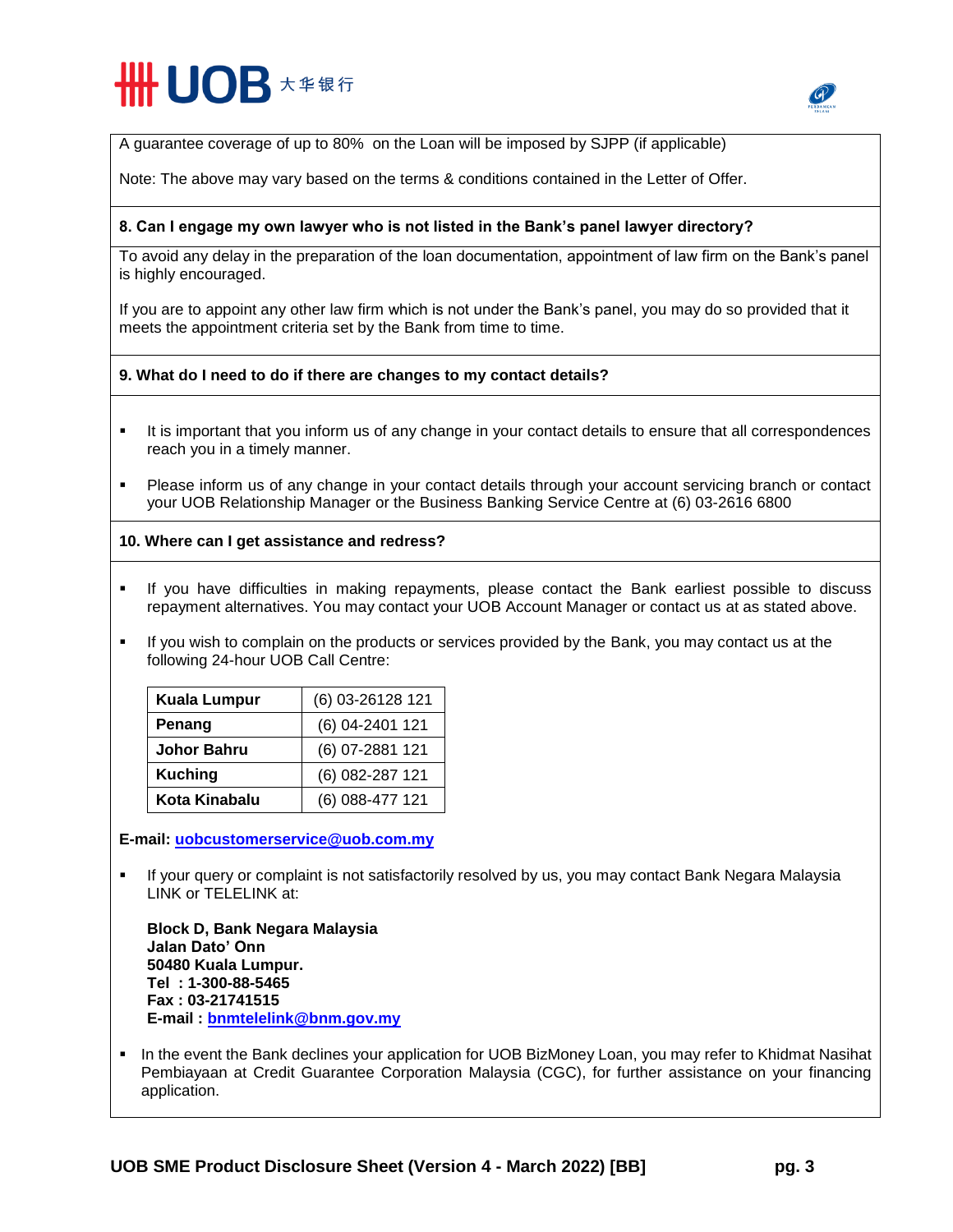A guarantee coverage of up to 80% on the Loan will be imposed by SJPP (if applicable)

Note: The above may vary based on the terms & conditions contained in the Letter of Offer.

**8. Can I engage my own lawyer who is not listed in the Bank's panel lawyer directory?**

To avoid any delay in the preparation of the loan documentation, appointment of law firm on the Bank's panel is highly encouraged.

If you are to appoint any other law firm which is not under the Bank's panel, you may do so provided that it meets the appointment criteria set by the Bank from time to time.

**9. What do I need to do if there are changes to my contact details?**

- It is important that you inform us of any change in your contact details to ensure that all correspondences reach you in a timely manner.
- Please inform us of any change in your contact details through your account servicing branch or contact your UOB Relationship Manager or the Business Banking Service Centre at (6) 03-2616 6800

**10. Where can I get assistance and redress?**

- If you have difficulties in making repayments, please contact the Bank earliest possible to discuss repayment alternatives. You may contact your UOB Account Manager or contact us at as stated above.
- If you wish to complain on the products or services provided by the Bank, you may contact us at the following 24-hour UOB Call Centre:

| Location | Phone |
|---|---|
| **Kuala Lumpur** | (6) 03-26128 121 |
| **Penang** | (6) 04-2401 121 |
| **Johor Bahru** | (6) 07-2881 121 |
| **Kuching** | (6) 082-287 121 |
| **Kota Kinabalu** | (6) 088-477 121 |

**E-mail:** uobcustomerservice@uob.com.my

- If your query or complaint is not satisfactorily resolved by us, you may contact Bank Negara Malaysia LINK or TELELINK at:

  **Block D, Bank Negara Malaysia**
  **Jalan Dato' Onn**
  **50480 Kuala Lumpur.**
  **Tel : 1-300-88-5465**
  **Fax : 03-21741515**
  **E-mail :** bnmtelelink@bnm.gov.my

- In the event the Bank declines your application for UOB BizMoney Loan, you may refer to Khidmat Nasihat Pembiayaan at Credit Guarantee Corporation Malaysia (CGC), for further assistance on your financing application.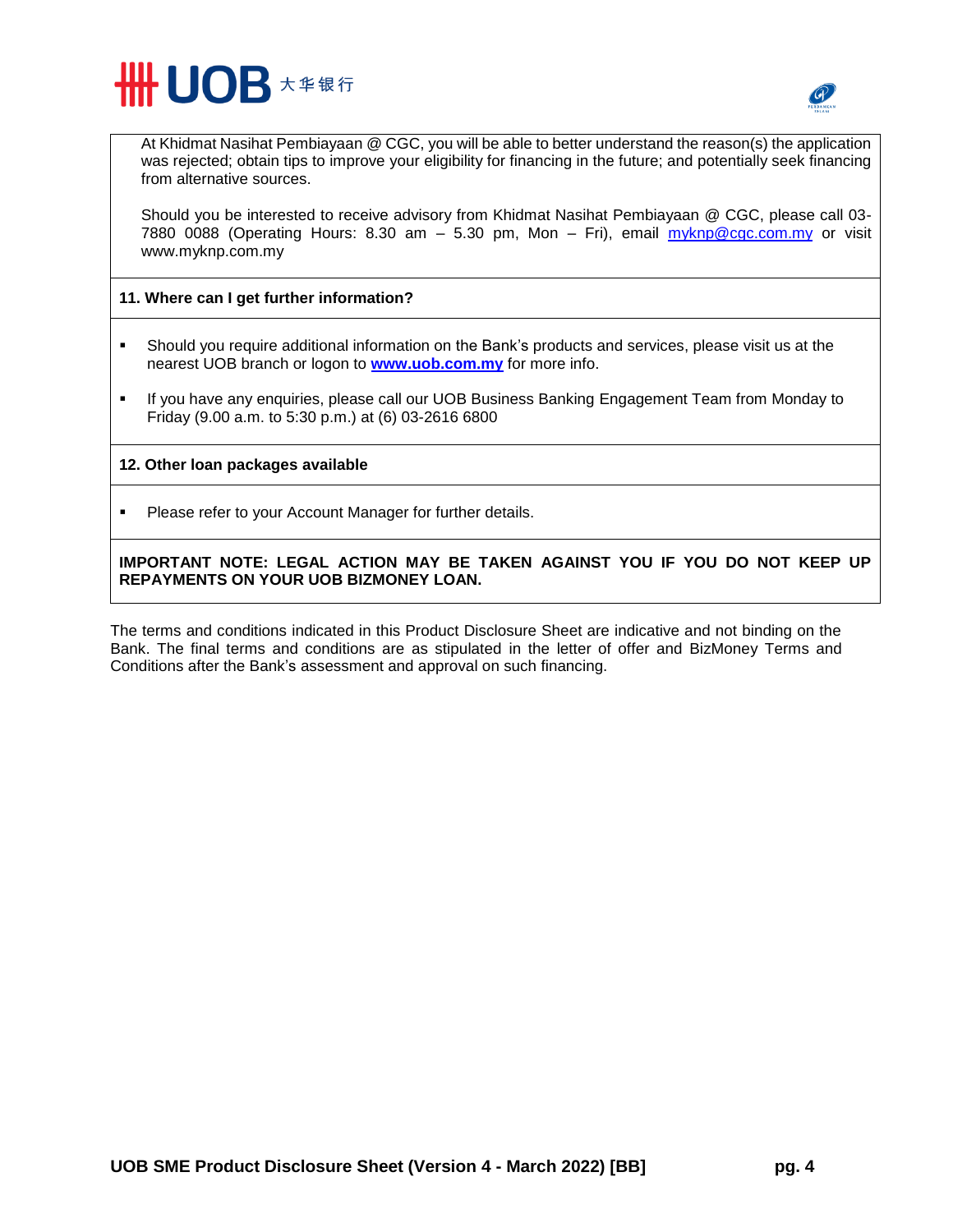At Khidmat Nasihat Pembiayaan @ CGC, you will be able to better understand the reason(s) the application was rejected; obtain tips to improve your eligibility for financing in the future; and potentially seek financing from alternative sources.

Should you be interested to receive advisory from Khidmat Nasihat Pembiayaan @ CGC, please call 03-7880 0088 (Operating Hours: 8.30 am – 5.30 pm, Mon – Fri), email myknp@cgc.com.my or visit www.myknp.com.my

**11. Where can I get further information?**

- Should you require additional information on the Bank's products and services, please visit us at the nearest UOB branch or logon to **www.uob.com.my** for more info.
- If you have any enquiries, please call our UOB Business Banking Engagement Team from Monday to Friday (9.00 a.m. to 5:30 p.m.) at (6) 03-2616 6800

**12. Other loan packages available**

- Please refer to your Account Manager for further details.

**IMPORTANT NOTE: LEGAL ACTION MAY BE TAKEN AGAINST YOU IF YOU DO NOT KEEP UP REPAYMENTS ON YOUR UOB BIZMONEY LOAN.**

The terms and conditions indicated in this Product Disclosure Sheet are indicative and not binding on the Bank. The final terms and conditions are as stipulated in the letter of offer and BizMoney Terms and Conditions after the Bank's assessment and approval on such financing.